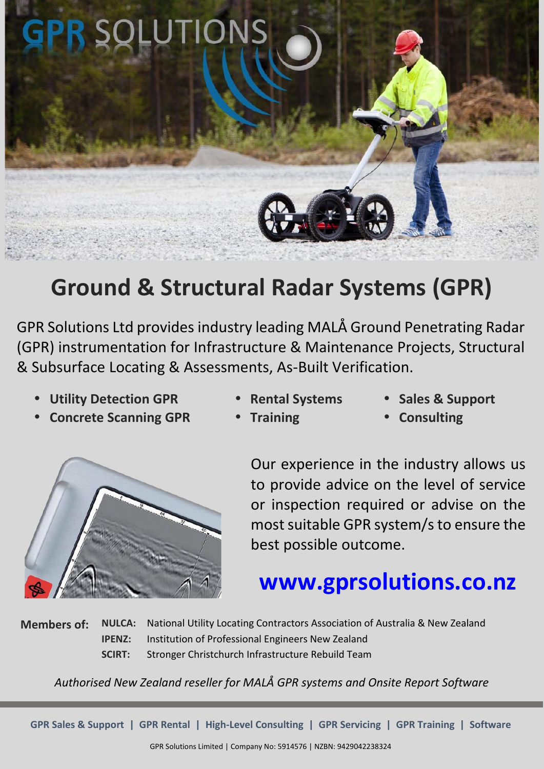# GPR SOLUTIONS

## Ground & Structural Radar Systems (GPR)

GPR Solutions Ltd provides industry leading MALÅ Ground Penetrating Radar (GPR) instrumentation for Infrastructure & Maintenance Projects, Structural & Subsurface Locating & Assessments, As-Built Verification.

- **Utility Detection GPR**
- **Concrete Scanning GPR**
- **Rental Systems**
- **Training**
- **Sales & Support**
- **Consulting**

Our experience in the industry allows us to provide advice on the level of service or inspection required or advise on the most suitable GPR system/s to ensure the best possible outcome.

## www.gprsolutions.co.nz

**Members of:**

| | |
|---|---|
| **NULCA:** | National Utility Locating Contractors Association of Australia & New Zealand |
| **IPENZ:** | Institution of Professional Engineers New Zealand |
| **SCIRT:** | Stronger Christchurch Infrastructure Rebuild Team |

*Authorised New Zealand reseller for MALÅ GPR systems and Onsite Report Software*

**GPR Sales & Support | GPR Rental | High-Level Consulting | GPR Servicing | GPR Training | Software**

GPR Solutions Limited | Company No: 5914576 | NZBN: 9429042238324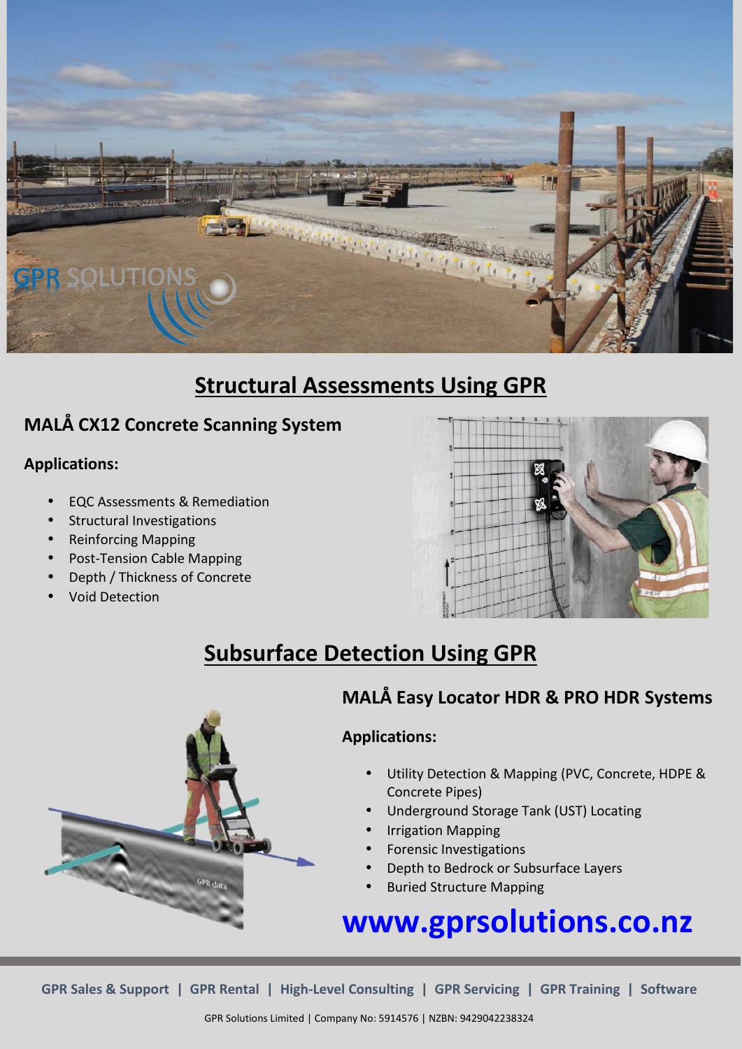## Structural Assessments Using GPR

### MALÅ CX12 Concrete Scanning System

**Applications:**

- EQC Assessments & Remediation
- Structural Investigations
- Reinforcing Mapping
- Post-Tension Cable Mapping
- Depth / Thickness of Concrete
- Void Detection

## Subsurface Detection Using GPR

### MALÅ Easy Locator HDR & PRO HDR Systems

**Applications:**

- Utility Detection & Mapping (PVC, Concrete, HDPE & Concrete Pipes)
- Underground Storage Tank (UST) Locating
- Irrigation Mapping
- Forensic Investigations
- Depth to Bedrock or Subsurface Layers
- Buried Structure Mapping

**www.gprsolutions.co.nz**

GPR Sales & Support | GPR Rental | High-Level Consulting | GPR Servicing | GPR Training | Software

GPR Solutions Limited | Company No: 5914576 | NZBN: 9429042238324